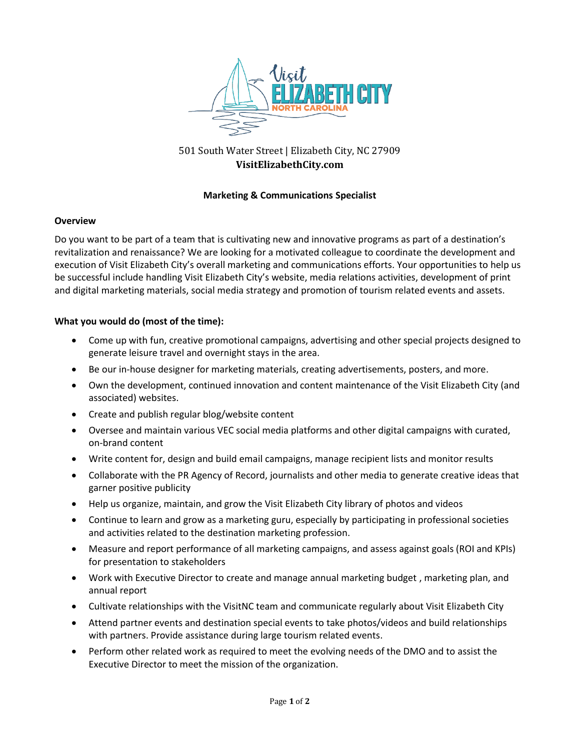501 South Water Street | Elizabeth City, NC 27909
**VisitElizabethCity.com**

**Marketing & Communications Specialist**

**Overview**

Do you want to be part of a team that is cultivating new and innovative programs as part of a destination's revitalization and renaissance? We are looking for a motivated colleague to coordinate the development and execution of Visit Elizabeth City's overall marketing and communications efforts. Your opportunities to help us be successful include handling Visit Elizabeth City's website, media relations activities, development of print and digital marketing materials, social media strategy and promotion of tourism related events and assets.

**What you would do (most of the time):**

- Come up with fun, creative promotional campaigns, advertising and other special projects designed to generate leisure travel and overnight stays in the area.
- Be our in-house designer for marketing materials, creating advertisements, posters, and more.
- Own the development, continued innovation and content maintenance of the Visit Elizabeth City (and associated) websites.
- Create and publish regular blog/website content
- Oversee and maintain various VEC social media platforms and other digital campaigns with curated, on-brand content
- Write content for, design and build email campaigns, manage recipient lists and monitor results
- Collaborate with the PR Agency of Record, journalists and other media to generate creative ideas that garner positive publicity
- Help us organize, maintain, and grow the Visit Elizabeth City library of photos and videos
- Continue to learn and grow as a marketing guru, especially by participating in professional societies and activities related to the destination marketing profession.
- Measure and report performance of all marketing campaigns, and assess against goals (ROI and KPIs) for presentation to stakeholders
- Work with Executive Director to create and manage annual marketing budget , marketing plan, and annual report
- Cultivate relationships with the VisitNC team and communicate regularly about Visit Elizabeth City
- Attend partner events and destination special events to take photos/videos and build relationships with partners. Provide assistance during large tourism related events.
- Perform other related work as required to meet the evolving needs of the DMO and to assist the Executive Director to meet the mission of the organization.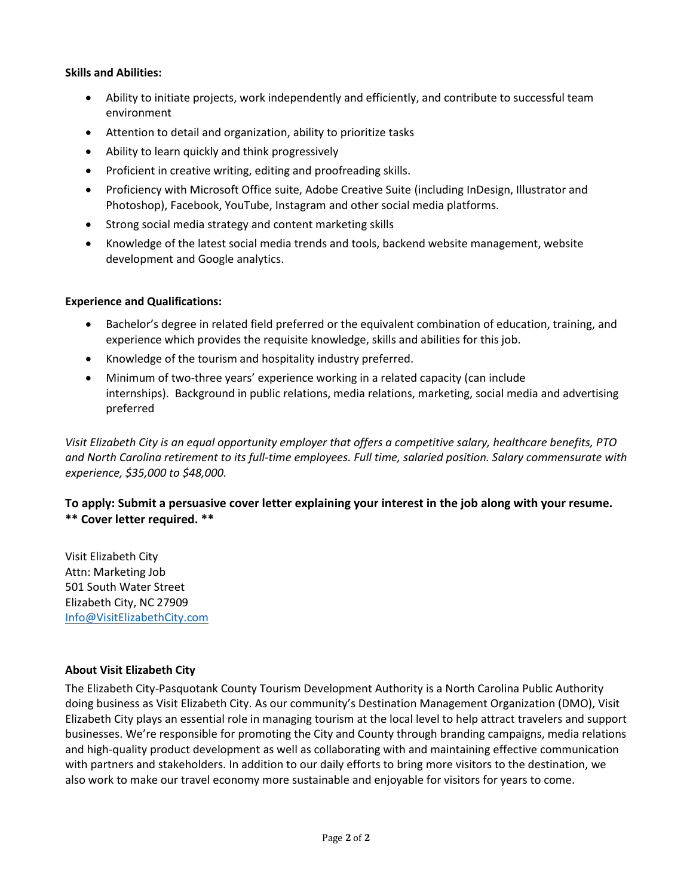**Skills and Abilities:**

- Ability to initiate projects, work independently and efficiently, and contribute to successful team environment
- Attention to detail and organization, ability to prioritize tasks
- Ability to learn quickly and think progressively
- Proficient in creative writing, editing and proofreading skills.
- Proficiency with Microsoft Office suite, Adobe Creative Suite (including InDesign, Illustrator and Photoshop), Facebook, YouTube, Instagram and other social media platforms.
- Strong social media strategy and content marketing skills
- Knowledge of the latest social media trends and tools, backend website management, website development and Google analytics.

**Experience and Qualifications:**

- Bachelor's degree in related field preferred or the equivalent combination of education, training, and experience which provides the requisite knowledge, skills and abilities for this job.
- Knowledge of the tourism and hospitality industry preferred.
- Minimum of two-three years' experience working in a related capacity (can include internships). Background in public relations, media relations, marketing, social media and advertising preferred

*Visit Elizabeth City is an equal opportunity employer that offers a competitive salary, healthcare benefits, PTO and North Carolina retirement to its full-time employees. Full time, salaried position. Salary commensurate with experience, $35,000 to $48,000.*

**To apply: Submit a persuasive cover letter explaining your interest in the job along with your resume.**
**\*\* Cover letter required. \*\***

Visit Elizabeth City
Attn: Marketing Job
501 South Water Street
Elizabeth City, NC 27909
Info@VisitElizabethCity.com

**About Visit Elizabeth City**

The Elizabeth City-Pasquotank County Tourism Development Authority is a North Carolina Public Authority doing business as Visit Elizabeth City. As our community's Destination Management Organization (DMO), Visit Elizabeth City plays an essential role in managing tourism at the local level to help attract travelers and support businesses. We're responsible for promoting the City and County through branding campaigns, media relations and high-quality product development as well as collaborating with and maintaining effective communication with partners and stakeholders. In addition to our daily efforts to bring more visitors to the destination, we also work to make our travel economy more sustainable and enjoyable for visitors for years to come.